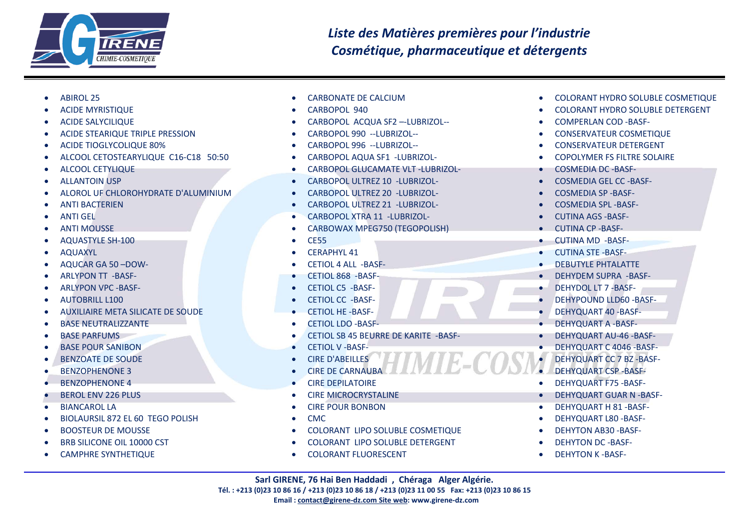# *Liste des Matières premières pour l'industrie Cosmétique, pharmaceutique et détergents*

- ABIROL 25
- ACIDE MYRISTIQUE
- ACIDE SALYCILIQUE
- ACIDE STEARIQUE TRIPLE PRESSION
- ACIDE TIOGLYCOLIQUE 80%
- ALCOOL CETOSTEARYLIQUE C16-C18 50:50
- ALCOOL CETYLIQUE
- ALLANTOIN USP
- ALOROL UF CHLOROHYDRATE D'ALUMINIUM
- ANTI BACTERIEN
- ANTI GEL
- ANTI MOUSSE
- AQUASTYLE SH-100
- AQUAXYL
- AQUCAR GA 50 –DOW-
- ARLYPON TT -BASF-
- ARLYPON VPC -BASF-
- AUTOBRILL L100
- AUXILIAIRE META SILICATE DE SOUDE
- BASE NEUTRALIZZANTE
- BASE PARFUMS
- BASE POUR SANIBON
- BENZOATE DE SOUDE
- BENZOPHENONE 3
- BENZOPHENONE 4
- BEROL ENV 226 PLUS
- BIANCAROL LA
- BIOLAURSIL 872 EL 60 TEGO POLISH
- BOOSTEUR DE MOUSSE
- BRB SILICONE OIL 10000 CST
- CAMPHRE SYNTHETIQUE
- CARBONATE DE CALCIUM
- CARBOPOL 940
- CARBOPOL ACQUA SF2 –-LUBRIZOL--
- CARBOPOL 990 --LUBRIZOL--
- CARBOPOL 996 --LUBRIZOL--
- CARBOPOL AQUA SF1 -LUBRIZOL-
- CARBOPOL GLUCAMATE VLT -LUBRIZOL-
- CARBOPOL ULTREZ 10 -LUBRIZOL-
- CARBOPOL ULTREZ 20 -LUBRIZOL-
- CARBOPOL ULTREZ 21 -LUBRIZOL-
- CARBOPOL XTRA 11 -LUBRIZOL-
- CARBOWAX MPEG750 (TEGOPOLISH)
- CE55
- CERAPHYL 41
- CETIOL 4 ALL -BASF-
- CETIOL 868 -BASF-
- CETIOL C5 -BASF-
- CETIOL CC -BASF-
- CETIOL HE -BASF-
- CETIOL LDO -BASF-
- CETIOL SB 45 BEURRE DE KARITE -BASF-
- CETIOL V -BASF-
- CIRE D'ABEILLES
- CIRE DE CARNAUBA
- CIRE DEPILATOIRE
- CIRE MICROCRYSTALINE
- CIRE POUR BONBON
- CMC
- COLORANT LIPO SOLUBLE COSMETIQUE
- COLORANT LIPO SOLUBLE DETERGENT
- COLORANT FLUORESCENT
- COLORANT HYDRO SOLUBLE COSMETIQUE
- COLORANT HYDRO SOLUBLE DETERGENT
- COMPERLAN COD -BASF-
- CONSERVATEUR COSMETIQUE
- CONSERVATEUR DETERGENT
- COPOLYMER FS FILTRE SOLAIRE
- COSMEDIA DC -BASF-
- COSMEDIA GEL CC -BASF-
- COSMEDIA SP -BASF-
- COSMEDIA SPL -BASF-
- CUTINA AGS -BASF-
- CUTINA CP -BASF-
- CUTINA MD -BASF-
- CUTINA STE -BASF-
- DEBUTYLE PHTALATTE
- DEHYDEM SUPRA -BASF-
- DEHYDOL LT 7 -BASF-
- DEHYPOUND LLD60 -BASF-
- DEHYQUART 40 -BASF-
- DEHYQUART A -BASF-
- DEHYQUART AU-46 -BASF-
- DEHYQUART C 4046 -BASF-
- DEHYQUART CC 7 BZ -BASF-
- DEHYQUART CSP -BASF-
- DEHYQUART F75 -BASF-
- DEHYQUART GUAR N -BASF-
- DEHYQUART H 81 -BASF-
- DEHYQUART L80 -BASF-
- DEHYTON AB30 -BASF-
- DEHYTON DC -BASF-
- DEHYTON K -BASF-

**Sarl GIRENE, 76 Hai Ben Haddadi , Chéraga Alger Algérie.**
**Tél. : +213 (0)23 10 86 16 / +213 (0)23 10 86 18 / +213 (0)23 11 00 55 Fax: +213 (0)23 10 86 15**
**Email : contact@girene-dz.com Site web: www.girene-dz.com**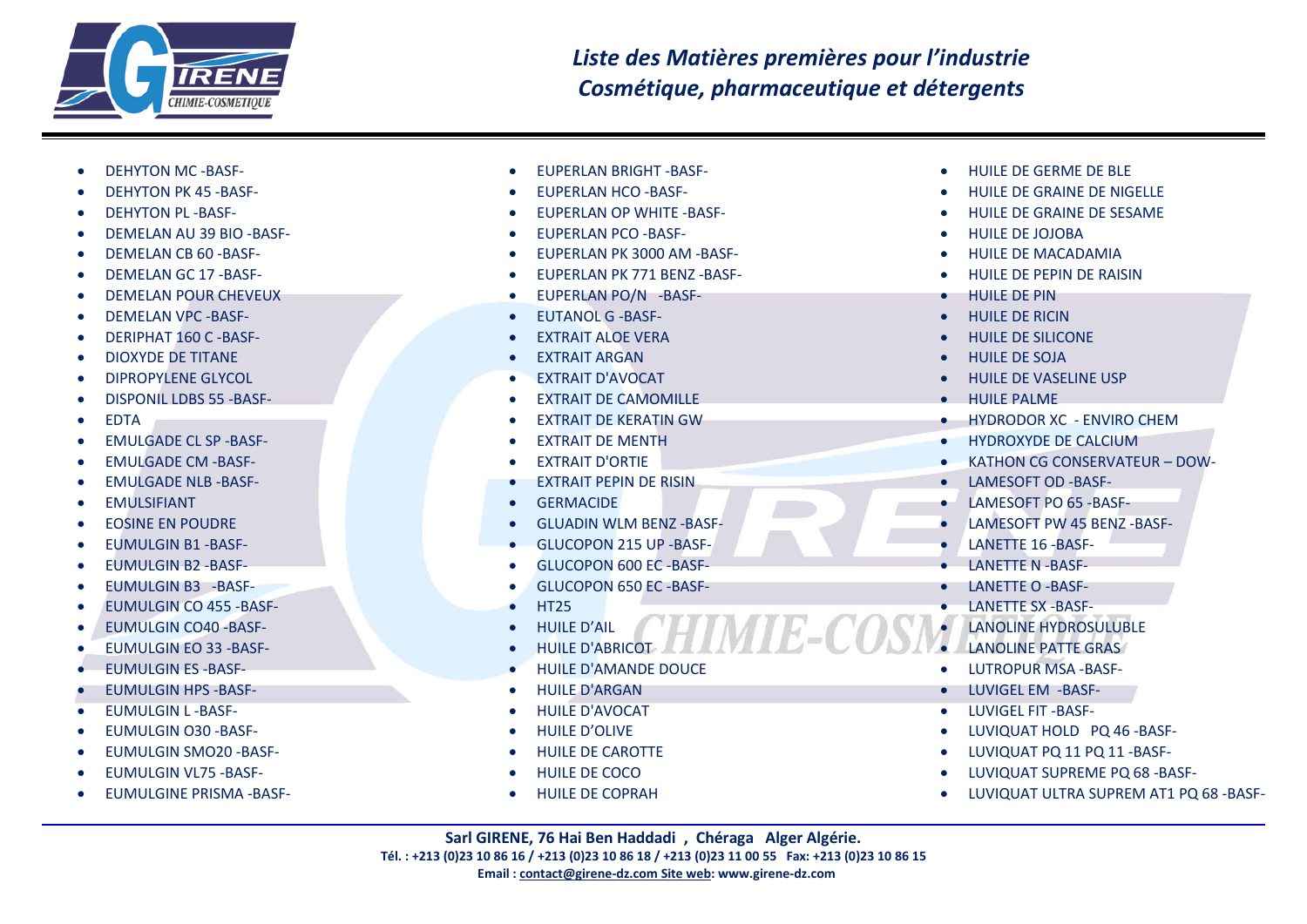*Liste des Matières premières pour l'industrie*
*Cosmétique, pharmaceutique et détergents*

- DEHYTON MC -BASF-
- DEHYTON PK 45 -BASF-
- DEHYTON PL -BASF-
- DEMELAN AU 39 BIO -BASF-
- DEMELAN CB 60 -BASF-
- DEMELAN GC 17 -BASF-
- DEMELAN POUR CHEVEUX
- DEMELAN VPC -BASF-
- DERIPHAT 160 C -BASF-
- DIOXYDE DE TITANE
- DIPROPYLENE GLYCOL
- DISPONIL LDBS 55 -BASF-
- EDTA
- EMULGADE CL SP -BASF-
- EMULGADE CM -BASF-
- EMULGADE NLB -BASF-
- EMULSIFIANT
- EOSINE EN POUDRE
- EUMULGIN B1 -BASF-
- EUMULGIN B2 -BASF-
- EUMULGIN B3 -BASF-
- EUMULGIN CO 455 -BASF-
- EUMULGIN CO40 -BASF-
- EUMULGIN EO 33 -BASF-
- EUMULGIN ES -BASF-
- EUMULGIN HPS -BASF-
- EUMULGIN L -BASF-
- EUMULGIN O30 -BASF-
- EUMULGIN SMO20 -BASF-
- EUMULGIN VL75 -BASF-
- EUMULGINE PRISMA -BASF-
- EUPERLAN BRIGHT -BASF-
- EUPERLAN HCO -BASF-
- EUPERLAN OP WHITE -BASF-
- EUPERLAN PCO -BASF-
- EUPERLAN PK 3000 AM -BASF-
- EUPERLAN PK 771 BENZ -BASF-
- EUPERLAN PO/N -BASF-
- EUTANOL G -BASF-
- EXTRAIT ALOE VERA
- EXTRAIT ARGAN
- EXTRAIT D'AVOCAT
- EXTRAIT DE CAMOMILLE
- EXTRAIT DE KERATIN GW
- EXTRAIT DE MENTH
- EXTRAIT D'ORTIE
- EXTRAIT PEPIN DE RISIN
- GERMACIDE
- GLUADIN WLM BENZ -BASF-
- GLUCOPON 215 UP -BASF-
- GLUCOPON 600 EC -BASF-
- GLUCOPON 650 EC -BASF-
- HT25
- HUILE D'AIL
- HUILE D'ABRICOT
- HUILE D'AMANDE DOUCE
- HUILE D'ARGAN
- HUILE D'AVOCAT
- HUILE D'OLIVE
- HUILE DE CAROTTE
- HUILE DE COCO
- HUILE DE COPRAH
- HUILE DE GERME DE BLE
- HUILE DE GRAINE DE NIGELLE
- HUILE DE GRAINE DE SESAME
- HUILE DE JOJOBA
- HUILE DE MACADAMIA
- HUILE DE PEPIN DE RAISIN
- HUILE DE PIN
- HUILE DE RICIN
- HUILE DE SILICONE
- HUILE DE SOJA
- HUILE DE VASELINE USP
- HUILE PALME
- HYDRODOR XC - ENVIRO CHEM
- HYDROXYDE DE CALCIUM
- KATHON CG CONSERVATEUR – DOW-
- LAMESOFT OD -BASF-
- LAMESOFT PO 65 -BASF-
- LAMESOFT PW 45 BENZ -BASF-
- LANETTE 16 -BASF-
- LANETTE N -BASF-
- LANETTE O -BASF-
- LANETTE SX -BASF-
- LANOLINE HYDROSULUBLE
- LANOLINE PATTE GRAS
- LUTROPUR MSA -BASF-
- LUVIGEL EM -BASF-
- LUVIGEL FIT -BASF-
- LUVIQUAT HOLD PQ 46 -BASF-
- LUVIQUAT PQ 11 PQ 11 -BASF-
- LUVIQUAT SUPREME PQ 68 -BASF-
- LUVIQUAT ULTRA SUPREM AT1 PQ 68 -BASF-

**Sarl GIRENE, 76 Hai Ben Haddadi , Chéraga Alger Algérie.**
**Tél. : +213 (0)23 10 86 16 / +213 (0)23 10 86 18 / +213 (0)23 11 00 55 Fax: +213 (0)23 10 86 15**
**Email : contact@girene-dz.com Site web: www.girene-dz.com**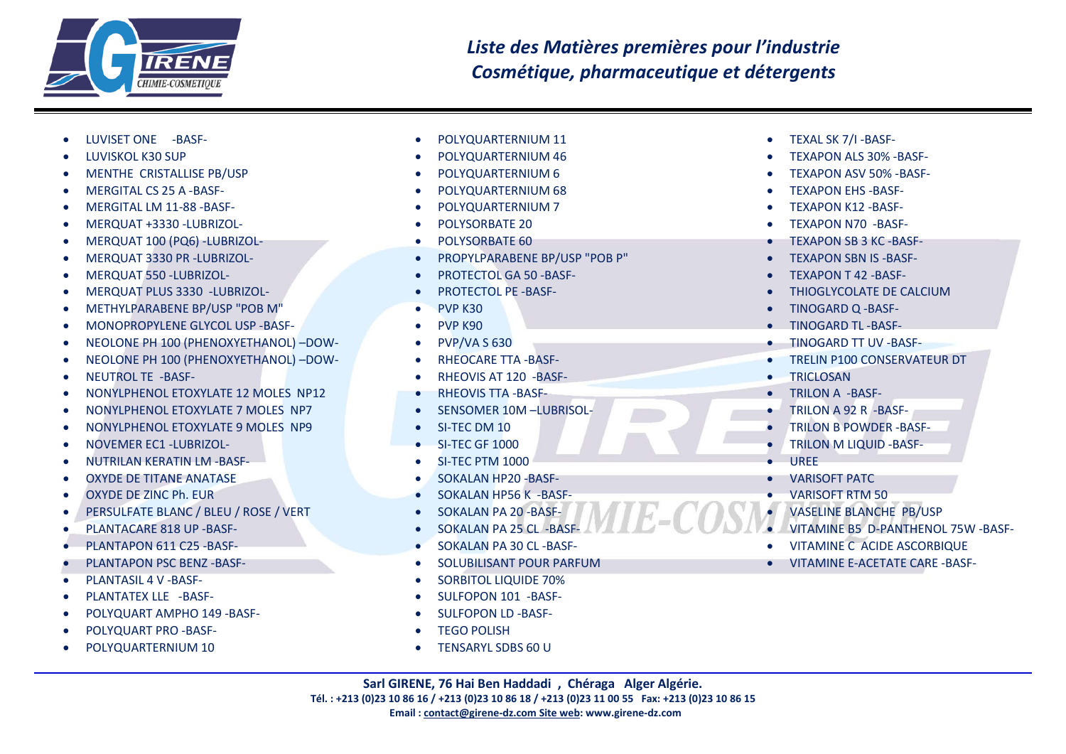# Liste des Matières premières pour l'industrie Cosmétique, pharmaceutique et détergents

- LUVISET ONE -BASF-
- LUVISKOL K30 SUP
- MENTHE CRISTALLISE PB/USP
- MERGITAL CS 25 A -BASF-
- MERGITAL LM 11-88 -BASF-
- MERQUAT +3330 -LUBRIZOL-
- MERQUAT 100 (PQ6) -LUBRIZOL-
- MERQUAT 3330 PR -LUBRIZOL-
- MERQUAT 550 -LUBRIZOL-
- MERQUAT PLUS 3330 -LUBRIZOL-
- METHYLPARABENE BP/USP "POB M"
- MONOPROPYLENE GLYCOL USP -BASF-
- NEOLONE PH 100 (PHENOXYETHANOL) –DOW-
- NEOLONE PH 100 (PHENOXYETHANOL) –DOW-
- NEUTROL TE -BASF-
- NONYLPHENOL ETOXYLATE 12 MOLES NP12
- NONYLPHENOL ETOXYLATE 7 MOLES NP7
- NONYLPHENOL ETOXYLATE 9 MOLES NP9
- NOVEMER EC1 -LUBRIZOL-
- NUTRILAN KERATIN LM -BASF-
- OXYDE DE TITANE ANATASE
- OXYDE DE ZINC Ph. EUR
- PERSULFATE BLANC / BLEU / ROSE / VERT
- PLANTACARE 818 UP -BASF-
- PLANTAPON 611 C25 -BASF-
- PLANTAPON PSC BENZ -BASF-
- PLANTASIL 4 V -BASF-
- PLANTATEX LLE -BASF-
- POLYQUART AMPHO 149 -BASF-
- POLYQUART PRO -BASF-
- POLYQUARTERNIUM 10
- POLYQUARTERNIUM 11
- POLYQUARTERNIUM 46
- POLYQUARTERNIUM 6
- POLYQUARTERNIUM 68
- POLYQUARTERNIUM 7
- POLYSORBATE 20
- POLYSORBATE 60
- PROPYLPARABENE BP/USP "POB P"
- PROTECTOL GA 50 -BASF-
- PROTECTOL PE -BASF-
- PVP K30
- PVP K90
- PVP/VA S 630
- RHEOCARE TTA -BASF-
- RHEOVIS AT 120 -BASF-
- RHEOVIS TTA -BASF-
- SENSOMER 10M –LUBRISOL-
- SI-TEC DM 10
- SI-TEC GF 1000
- SI-TEC PTM 1000
- SOKALAN HP20 -BASF-
- SOKALAN HP56 K -BASF-
- SOKALAN PA 20 -BASF-
- SOKALAN PA 25 CL -BASF-
- SOKALAN PA 30 CL -BASF-
- SOLUBILISANT POUR PARFUM
- SORBITOL LIQUIDE 70%
- SULFOPON 101 -BASF-
- SULFOPON LD -BASF-
- TEGO POLISH
- TENSARYL SDBS 60 U
- TEXAL SK 7/I -BASF-
- TEXAPON ALS 30% -BASF-
- TEXAPON ASV 50% -BASF-
- TEXAPON EHS -BASF-
- TEXAPON K12 -BASF-
- TEXAPON N70 -BASF-
- TEXAPON SB 3 KC -BASF-
- TEXAPON SBN IS -BASF-
- TEXAPON T 42 -BASF-
- THIOGLYCOLATE DE CALCIUM
- TINOGARD Q -BASF-
- TINOGARD TL -BASF-
- TINOGARD TT UV -BASF-
- TRELIN P100 CONSERVATEUR DT
- TRICLOSAN
- TRILON A -BASF-
- TRILON A 92 R -BASF-
- TRILON B POWDER -BASF-
- TRILON M LIQUID -BASF-
- UREE
- VARISOFT PATC
- VARISOFT RTM 50
- VASELINE BLANCHE PB/USP
- VITAMINE B5 D-PANTHENOL 75W -BASF-
- VITAMINE C ACIDE ASCORBIQUE
- VITAMINE E-ACETATE CARE -BASF-

**Sarl GIRENE, 76 Hai Ben Haddadi , Chéraga Alger Algérie.**
**Tél. : +213 (0)23 10 86 16 / +213 (0)23 10 86 18 / +213 (0)23 11 00 55 Fax: +213 (0)23 10 86 15**
**Email : contact@girene-dz.com Site web: www.girene-dz.com**